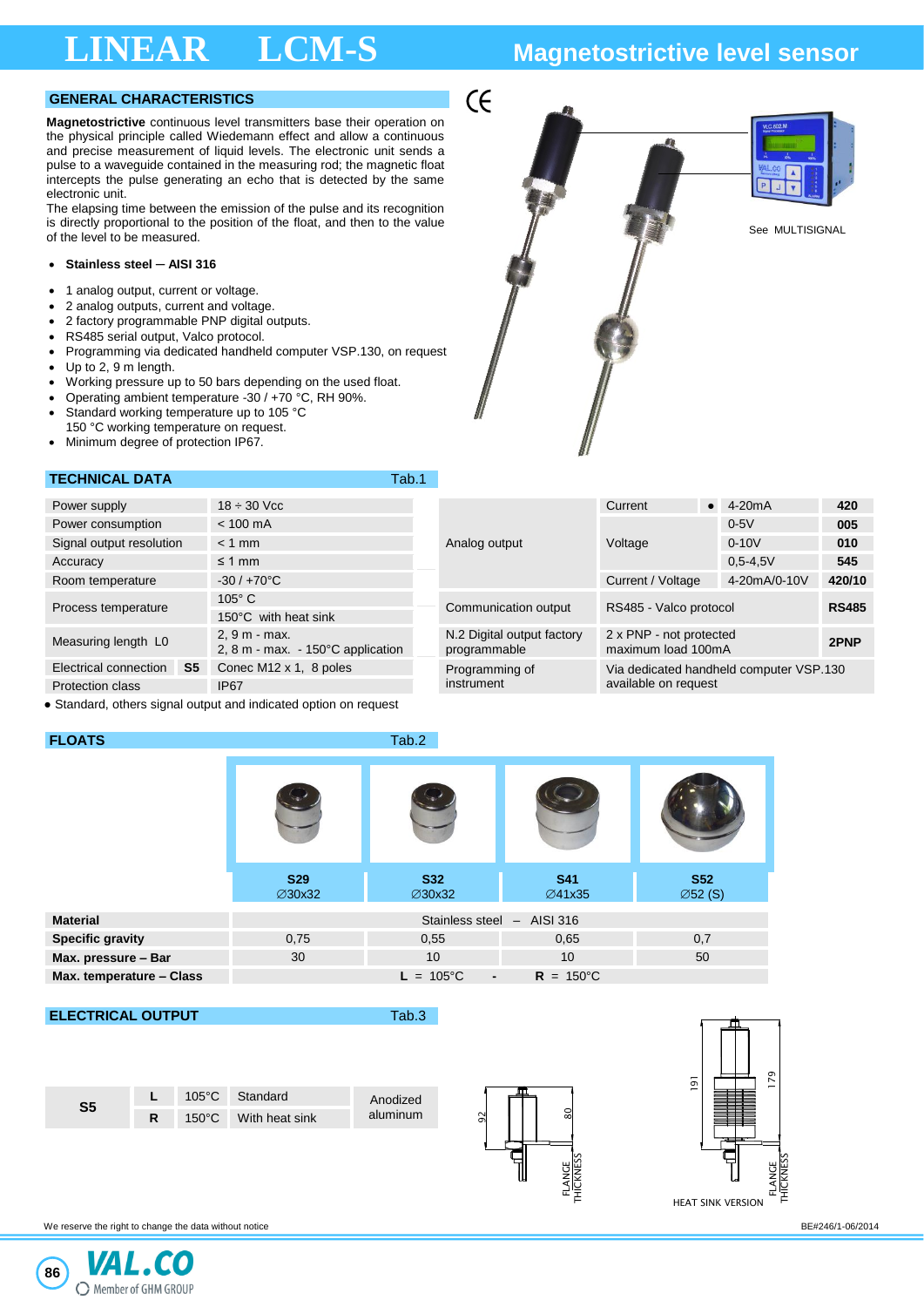# LINEAR LCM-S

## Magnetostrictive level sensor

### GENERAL CHARACTERISTICS

**Magnetostrictive** continuous level transmitters base their operation on the physical principle called Wiedemann effect and allow a continuous and precise measurement of liquid levels. The electronic unit sends a pulse to a waveguide contained in the measuring rod; the magnetic float intercepts the pulse generating an echo that is detected by the same electronic unit.
The elapsing time between the emission of the pulse and its recognition is directly proportional to the position of the float, and then to the value of the level to be measured.

- **Stainless steel – AISI 316**

- 1 analog output, current or voltage.
- 2 analog outputs, current and voltage.
- 2 factory programmable PNP digital outputs.
- RS485 serial output, Valco protocol.
- Programming via dedicated handheld computer VSP.130, on request
- Up to 2, 9 m length.
- Working pressure up to 50 bars depending on the used float.
- Operating ambient temperature -30 / +70 °C, RH 90%.
- Standard working temperature up to 105 °C
  150 °C working temperature on request.
- Minimum degree of protection IP67.

See MULTISIGNAL

### TECHNICAL DATA — Tab.1

| | |
|---|---|
| Power supply | 18 ÷ 30 Vcc |
| Power consumption | < 100 mA |
| Signal output resolution | < 1 mm |
| Accuracy | ≤ 1 mm |
| Room temperature | -30 / +70°C |
| Process temperature | 105° C<br>150°C with heat sink |
| Measuring length L0 | 2, 9 m - max.<br>2, 8 m - max. - 150°C application |
| Electrical connection S5 | Conec M12 x 1, 8 poles |
| Protection class | IP67 |

| | | | |
|---|---|---|---|
| Analog output | Current ● | 4-20mA | 420 |
| | Voltage | 0-5V | 005 |
| | Voltage | 0-10V | 010 |
| | Voltage | 0,5-4,5V | 545 |
| | Current / Voltage | 4-20mA/0-10V | 420/10 |
| Communication output | RS485 - Valco protocol | | RS485 |
| N.2 Digital output factory programmable | 2 x PNP - not protected maximum load 100mA | | 2PNP |
| Programming of instrument | Via dedicated handheld computer VSP.130 available on request | | |

● Standard, others signal output and indicated option on request

### FLOATS — Tab.2

| | S29 ∅30x32 | S32 ∅30x32 | S41 ∅41x35 | S52 ∅52 (S) |
|---|---|---|---|---|
| **Material** | Stainless steel – AISI 316 | | | |
| **Specific gravity** | 0,75 | 0,55 | 0,65 | 0,7 |
| **Max. pressure – Bar** | 30 | 10 | 10 | 50 |
| **Max. temperature – Class** | **L** = 105°C - **R** = 150°C | | | |

### ELECTRICAL OUTPUT — Tab.3

| | | | | |
|---|---|---|---|---|
| S5 | L | 105°C | Standard | Anodized aluminum |
| | R | 150°C | With heat sink | |

92 — 80 — FLANGE THICKNESS

191 — 179 — FLANGE THICKNESS — HEAT SINK VERSION

We reserve the right to change the data without notice

BE#246/1-06/2014

VAL.CO Member of GHM GROUP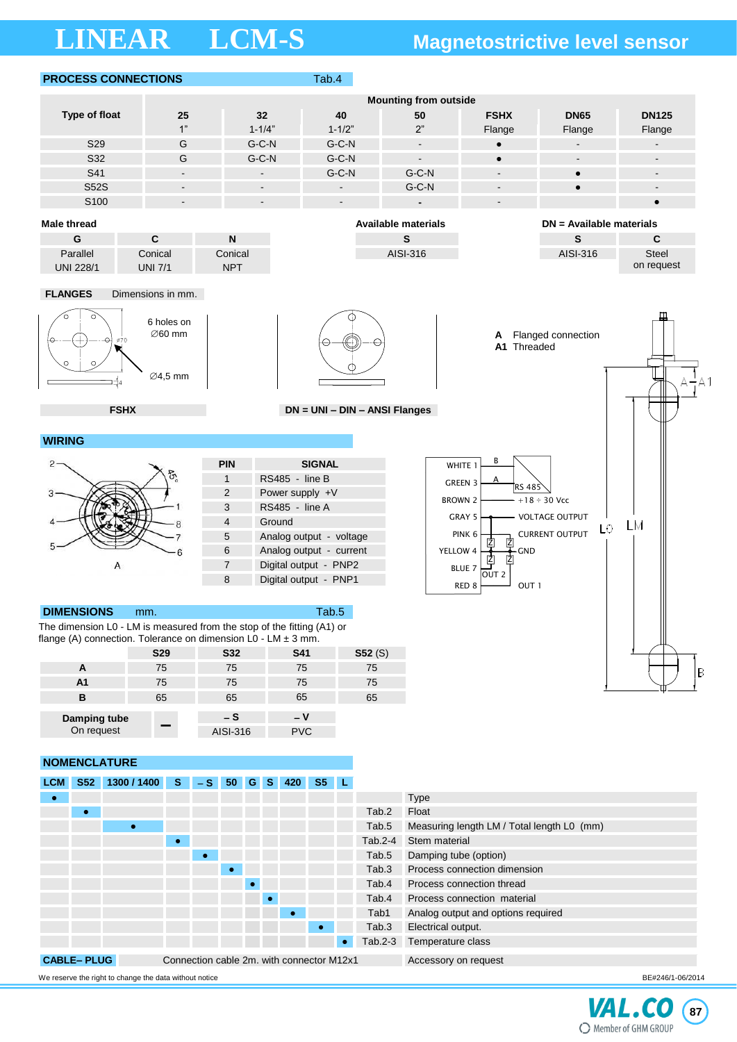# LINEAR LCM-S — Magnetostrictive level sensor

## PROCESS CONNECTIONS — Tab.4

| Type of float | Mounting from outside | | | | | | |
|---|---|---|---|---|---|---|---|
| | 25 1" | 32 1-1/4" | 40 1-1/2" | 50 2" | FSHX Flange | DN65 Flange | DN125 Flange |
| S29 | G | G-C-N | G-C-N | - | ● | - | - |
| S32 | G | G-C-N | G-C-N | - | ● | - | - |
| S41 | - | - | G-C-N | G-C-N | - | ● | - |
| S52S | - | - | - | G-C-N | - | ● | - |
| S100 | - | - | - | - | - | - | ● |

**Male thread**

| G | C | N |
|---|---|---|
| Parallel UNI 228/1 | Conical UNI 7/1 | Conical NPT |

**Available materials**

| S |
|---|
| AISI-316 |

**DN = Available materials**

| S | C |
|---|---|
| AISI-316 | Steel on request |

## FLANGES — Dimensions in mm.

6 holes on ∅60 mm

∅4,5 mm

FSHX

DN = UNI – DIN – ANSI Flanges

**A** Flanged connection
**A1** Threaded

## WIRING

| PIN | SIGNAL |
|---|---|
| 1 | RS485 - line B |
| 2 | Power supply +V |
| 3 | RS485 - line A |
| 4 | Ground |
| 5 | Analog output - voltage |
| 6 | Analog output - current |
| 7 | Digital output - PNP2 |
| 8 | Digital output - PNP1 |

WHITE 1 — B
GREEN 3 — A — RS 485
BROWN 2 — +18 ÷ 30 Vcc
GRAY 5 — VOLTAGE OUTPUT
PINK 6 — CURRENT OUTPUT
YELLOW 4 — GND
BLUE 7 — OUT 2
RED 8 — OUT 1

## DIMENSIONS — mm. — Tab.5

The dimension L0 - LM is measured from the stop of the fitting (A1) or flange (A) connection. Tolerance on dimension L0 - LM ± 3 mm.

| | S29 | S32 | S41 | S52 (S) |
|---|---|---|---|---|
| A | 75 | 75 | 75 | 75 |
| A1 | 75 | 75 | 75 | 75 |
| B | 65 | 65 | 65 | 65 |

| Damping tube On request | – | – S | – V |
|---|---|---|---|
| | | AISI-316 | PVC |

## NOMENCLATURE

| LCM | S52 | 1300 / 1400 | S | – S | 50 | G | S | 420 | S5 | L | | |
|---|---|---|---|---|---|---|---|---|---|---|---|---|
| ● | | | | | | | | | | | | Type |
| | ● | | | | | | | | | | Tab.2 | Float |
| | | ● | | | | | | | | | Tab.5 | Measuring length LM / Total length L0 (mm) |
| | | | ● | | | | | | | | Tab.2-4 | Stem material |
| | | | | ● | | | | | | | Tab.5 | Damping tube (option) |
| | | | | | ● | | | | | | Tab.3 | Process connection dimension |
| | | | | | | ● | | | | | Tab.4 | Process connection thread |
| | | | | | | | ● | | | | Tab.4 | Process connection material |
| | | | | | | | | ● | | | Tab1 | Analog output and options required |
| | | | | | | | | | ● | | Tab.3 | Electrical output. |
| | | | | | | | | | | ● | Tab.2-3 | Temperature class |

**CABLE– PLUG** — Connection cable 2m. with connector M12x1 — Accessory on request

We reserve the right to change the data without notice

BE#246/1-06/2014

VAL.CO Member of GHM GROUP